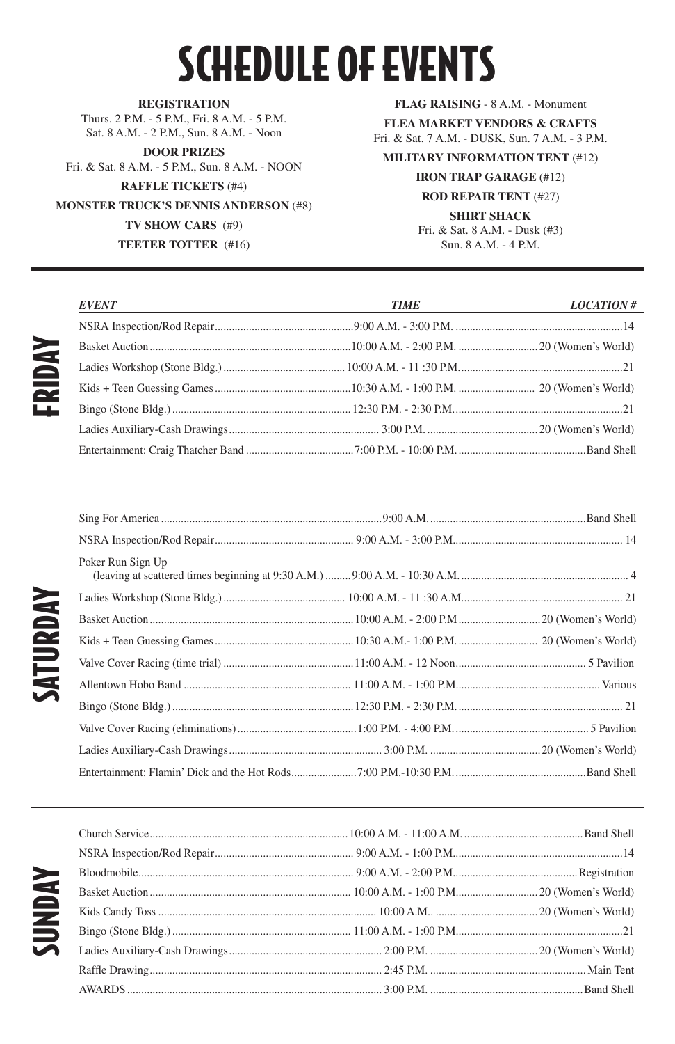# SCHEDULE OF EVENTS

**REGISTRATION**
Thurs. 2 P.M. - 5 P.M., Fri. 8 A.M. - 5 P.M.
Sat. 8 A.M. - 2 P.M., Sun. 8 A.M. - Noon

**DOOR PRIZES**
Fri. & Sat. 8 A.M. - 5 P.M., Sun. 8 A.M. - NOON

**RAFFLE TICKETS** (#4)

**MONSTER TRUCK'S DENNIS ANDERSON** (#8)

**TV SHOW CARS** (#9)

**TEETER TOTTER** (#16)

**FLAG RAISING** - 8 A.M. - Monument

**FLEA MARKET VENDORS & CRAFTS**
Fri. & Sat. 7 A.M. - DUSK, Sun. 7 A.M. - 3 P.M.

**MILITARY INFORMATION TENT** (#12)

**IRON TRAP GARAGE** (#12)

**ROD REPAIR TENT** (#27)

**SHIRT SHACK**
Fri. & Sat. 8 A.M. - Dusk (#3)
Sun. 8 A.M. - 4 P.M.

## FRIDAY

| *EVENT* | *TIME* | *LOCATION #* |
|---|---|---|
| NSRA Inspection/Rod Repair | 9:00 A.M. - 3:00 P.M. | 14 |
| Basket Auction | 10:00 A.M. - 2:00 P.M. | 20 (Women's World) |
| Ladies Workshop (Stone Bldg.) | 10:00 A.M. - 11 :30 P.M. | 21 |
| Kids + Teen Guessing Games | 10:30 A.M. - 1:00 P.M. | 20 (Women's World) |
| Bingo (Stone Bldg.) | 12:30 P.M. - 2:30 P.M. | 21 |
| Ladies Auxiliary-Cash Drawings | 3:00 P.M. | 20 (Women's World) |
| Entertainment: Craig Thatcher Band | 7:00 P.M. - 10:00 P.M. | Band Shell |

## SATURDAY

| *EVENT* | *TIME* | *LOCATION #* |
|---|---|---|
| Sing For America | 9:00 A.M. | Band Shell |
| NSRA Inspection/Rod Repair | 9:00 A.M. - 3:00 P.M. | 14 |
| Poker Run Sign Up (leaving at scattered times beginning at 9:30 A.M.) | 9:00 A.M. - 10:30 A.M. | 4 |
| Ladies Workshop (Stone Bldg.) | 10:00 A.M. - 11 :30 A.M. | 21 |
| Basket Auction | 10:00 A.M. - 2:00 P.M | 20 (Women's World) |
| Kids + Teen Guessing Games | 10:30 A.M.- 1:00 P.M. | 20 (Women's World) |
| Valve Cover Racing (time trial) | 11:00 A.M. - 12 Noon | 5 Pavilion |
| Allentown Hobo Band | 11:00 A.M. - 1:00 P.M. | Various |
| Bingo (Stone Bldg.) | 12:30 P.M. - 2:30 P.M. | 21 |
| Valve Cover Racing (eliminations) | 1:00 P.M. - 4:00 P.M. | 5 Pavilion |
| Ladies Auxiliary-Cash Drawings | 3:00 P.M. | 20 (Women's World) |
| Entertainment: Flamin' Dick and the Hot Rods | 7:00 P.M.-10:30 P.M. | Band Shell |

## SUNDAY

| *EVENT* | *TIME* | *LOCATION #* |
|---|---|---|
| Church Service | 10:00 A.M. - 11:00 A.M. | Band Shell |
| NSRA Inspection/Rod Repair | 9:00 A.M. - 1:00 P.M. | 14 |
| Bloodmobile | 9:00 A.M. - 2:00 P.M. | Registration |
| Basket Auction | 10:00 A.M. - 1:00 P.M. | 20 (Women's World) |
| Kids Candy Toss | 10:00 A.M.. | 20 (Women's World) |
| Bingo (Stone Bldg.) | 11:00 A.M. - 1:00 P.M. | 21 |
| Ladies Auxiliary-Cash Drawings | 2:00 P.M. | 20 (Women's World) |
| Raffle Drawing | 2:45 P.M. | Main Tent |
| AWARDS | 3:00 P.M. | Band Shell |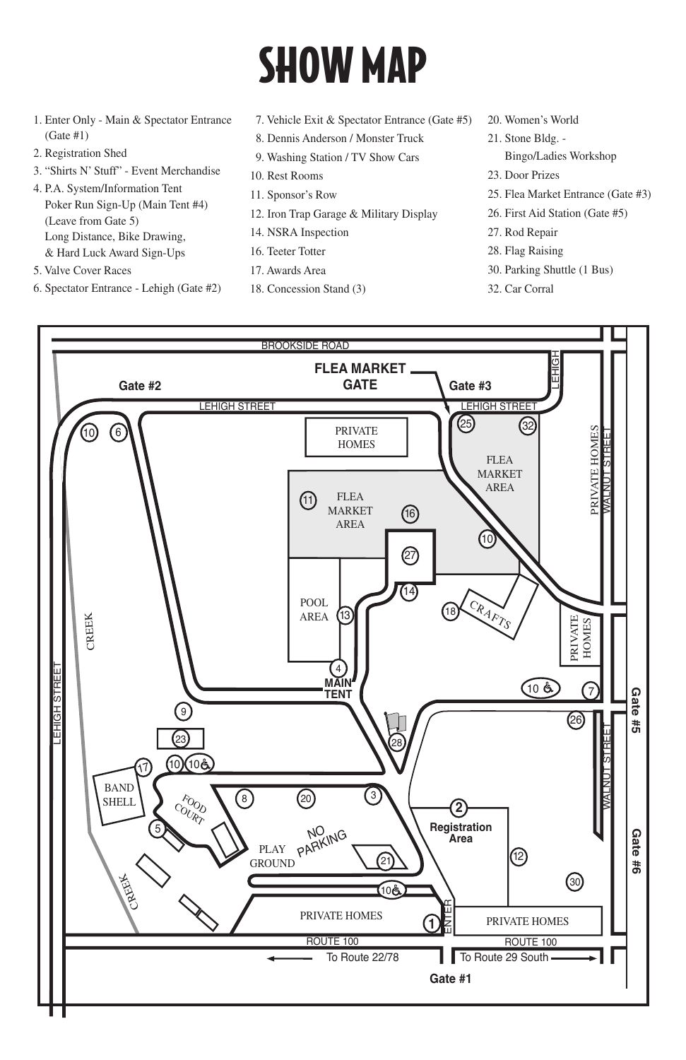# SHOW MAP

1. Enter Only - Main & Spectator Entrance (Gate #1)
2. Registration Shed
3. "Shirts N' Stuff" - Event Merchandise
4. P.A. System/Information Tent
   Poker Run Sign-Up (Main Tent #4)
   (Leave from Gate 5)
   Long Distance, Bike Drawing,
   & Hard Luck Award Sign-Ups
5. Valve Cover Races
6. Spectator Entrance - Lehigh (Gate #2)
7. Vehicle Exit & Spectator Entrance (Gate #5)
8. Dennis Anderson / Monster Truck
9. Washing Station / TV Show Cars
10. Rest Rooms
11. Sponsor's Row
12. Iron Trap Garage & Military Display
14. NSRA Inspection
16. Teeter Totter
17. Awards Area
18. Concession Stand (3)
20. Women's World
21. Stone Bldg. - Bingo/Ladies Workshop
23. Door Prizes
25. Flea Market Entrance (Gate #3)
26. First Aid Station (Gate #5)
27. Rod Repair
28. Flag Raising
30. Parking Shuttle (1 Bus)
32. Car Corral

BROOKSIDE ROAD
FLEA MARKET GATE
Gate #2
Gate #3
LEHIGH
LEHIGH STREET
LEHIGH STREET
PRIVATE HOMES
FLEA MARKET AREA
FLEA MARKET AREA
PRIVATE HOMES
WALNUT STREET
POOL AREA
CRAFTS
PRIVATE HOMES
CREEK
LEHIGH STREET
MAIN TENT
Gate #5
WALNUT STREET
BAND SHELL
FOOD COURT
PLAY GROUND
NO PARKING
Registration Area
Gate #6
CREEK
PRIVATE HOMES
ENTER
PRIVATE HOMES
ROUTE 100
ROUTE 100
To Route 22/78
To Route 29 South
Gate #1